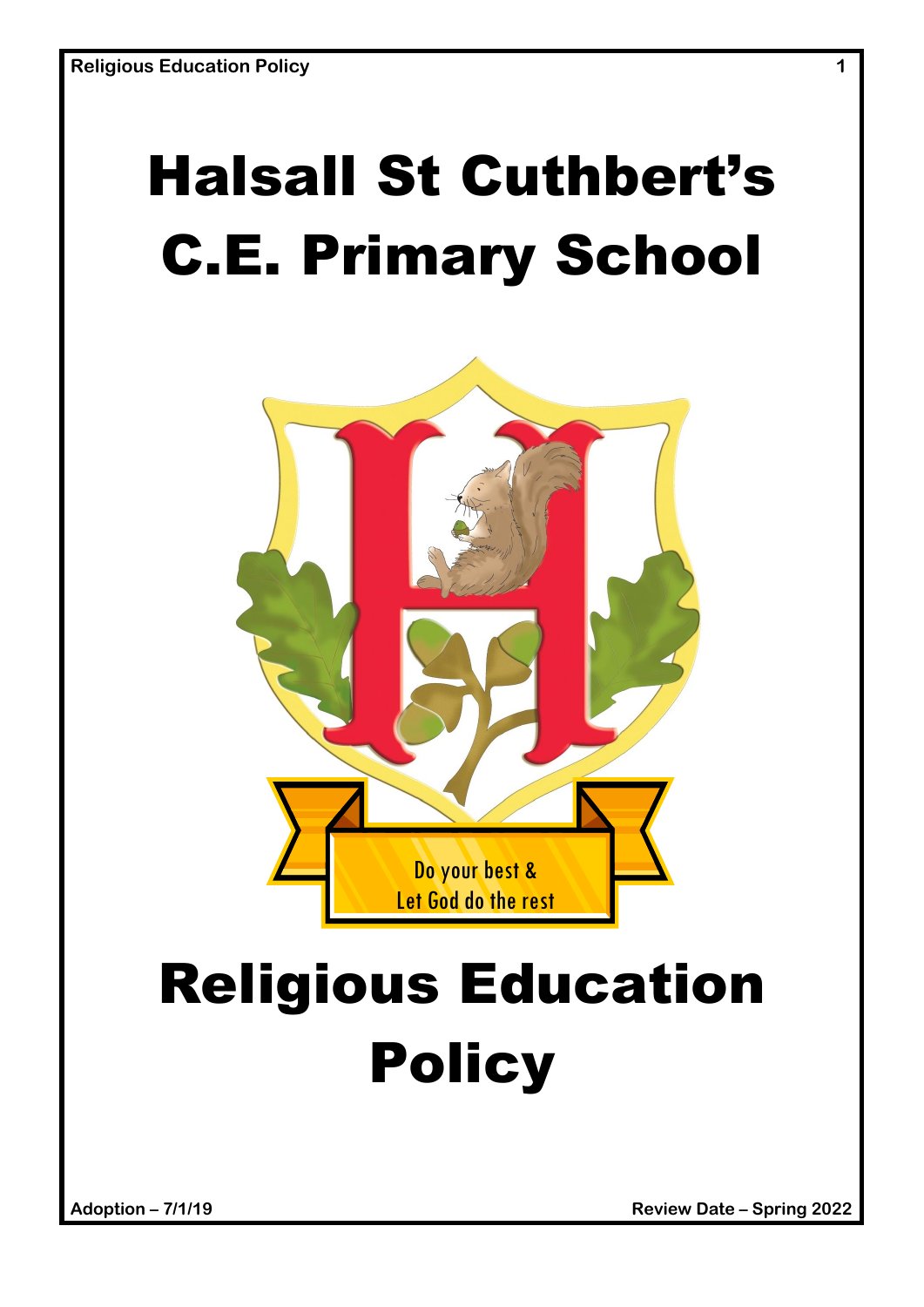# Halsall St Cuthbert's C.E. Primary School

Do your best &
Let God do the rest

# Religious Education Policy

**Adoption – 7/1/19**

**Review Date – Spring 2022**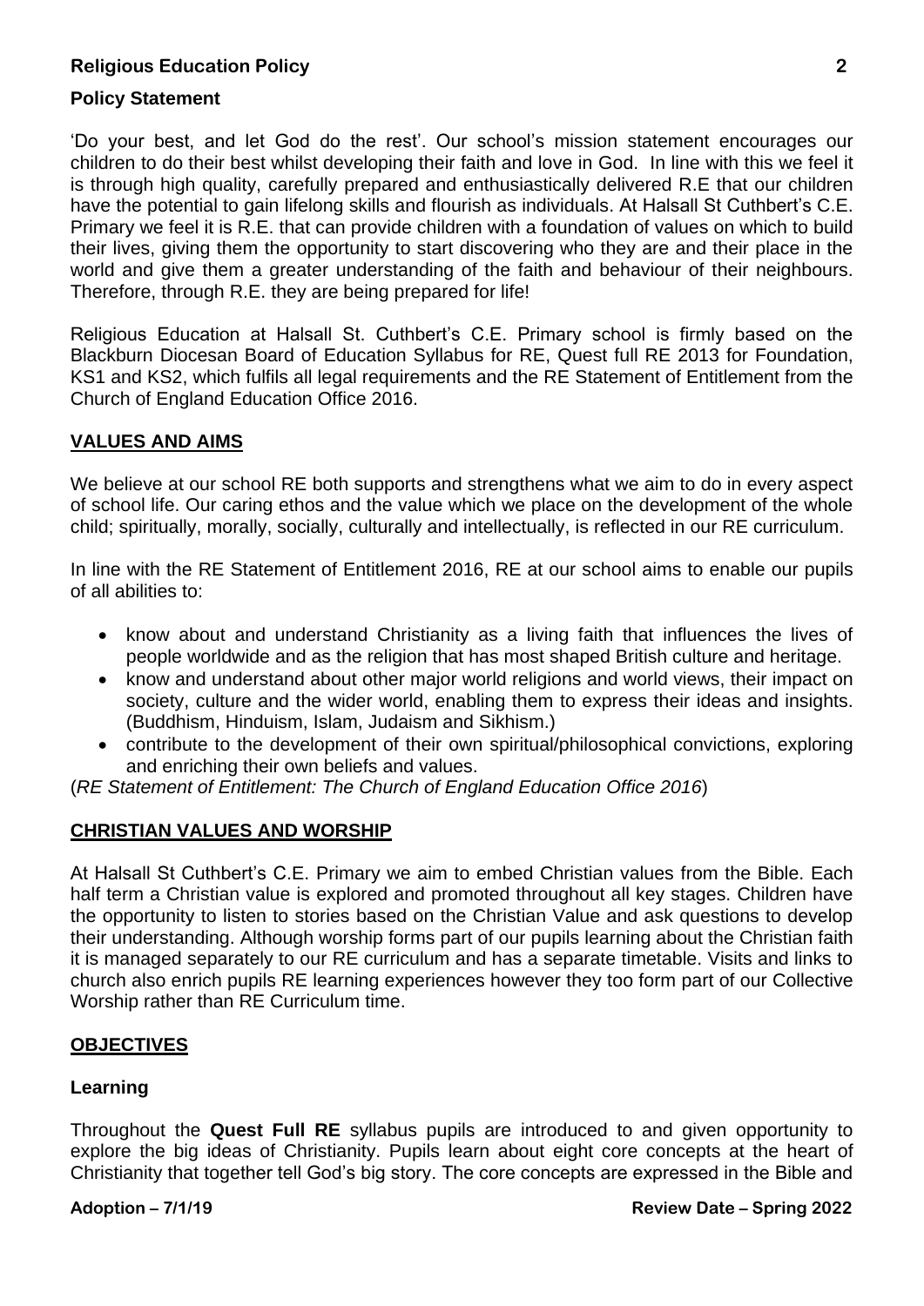## Policy Statement

'Do your best, and let God do the rest'. Our school's mission statement encourages our children to do their best whilst developing their faith and love in God. In line with this we feel it is through high quality, carefully prepared and enthusiastically delivered R.E that our children have the potential to gain lifelong skills and flourish as individuals. At Halsall St Cuthbert's C.E. Primary we feel it is R.E. that can provide children with a foundation of values on which to build their lives, giving them the opportunity to start discovering who they are and their place in the world and give them a greater understanding of the faith and behaviour of their neighbours. Therefore, through R.E. they are being prepared for life!

Religious Education at Halsall St. Cuthbert's C.E. Primary school is firmly based on the Blackburn Diocesan Board of Education Syllabus for RE, Quest full RE 2013 for Foundation, KS1 and KS2, which fulfils all legal requirements and the RE Statement of Entitlement from the Church of England Education Office 2016.

## VALUES AND AIMS

We believe at our school RE both supports and strengthens what we aim to do in every aspect of school life. Our caring ethos and the value which we place on the development of the whole child; spiritually, morally, socially, culturally and intellectually, is reflected in our RE curriculum.

In line with the RE Statement of Entitlement 2016, RE at our school aims to enable our pupils of all abilities to:

- know about and understand Christianity as a living faith that influences the lives of people worldwide and as the religion that has most shaped British culture and heritage.
- know and understand about other major world religions and world views, their impact on society, culture and the wider world, enabling them to express their ideas and insights. (Buddhism, Hinduism, Islam, Judaism and Sikhism.)
- contribute to the development of their own spiritual/philosophical convictions, exploring and enriching their own beliefs and values.

(*RE Statement of Entitlement: The Church of England Education Office 2016*)

## CHRISTIAN VALUES AND WORSHIP

At Halsall St Cuthbert's C.E. Primary we aim to embed Christian values from the Bible. Each half term a Christian value is explored and promoted throughout all key stages. Children have the opportunity to listen to stories based on the Christian Value and ask questions to develop their understanding. Although worship forms part of our pupils learning about the Christian faith it is managed separately to our RE curriculum and has a separate timetable. Visits and links to church also enrich pupils RE learning experiences however they too form part of our Collective Worship rather than RE Curriculum time.

## OBJECTIVES

### Learning

Throughout the **Quest Full RE** syllabus pupils are introduced to and given opportunity to explore the big ideas of Christianity. Pupils learn about eight core concepts at the heart of Christianity that together tell God's big story. The core concepts are expressed in the Bible and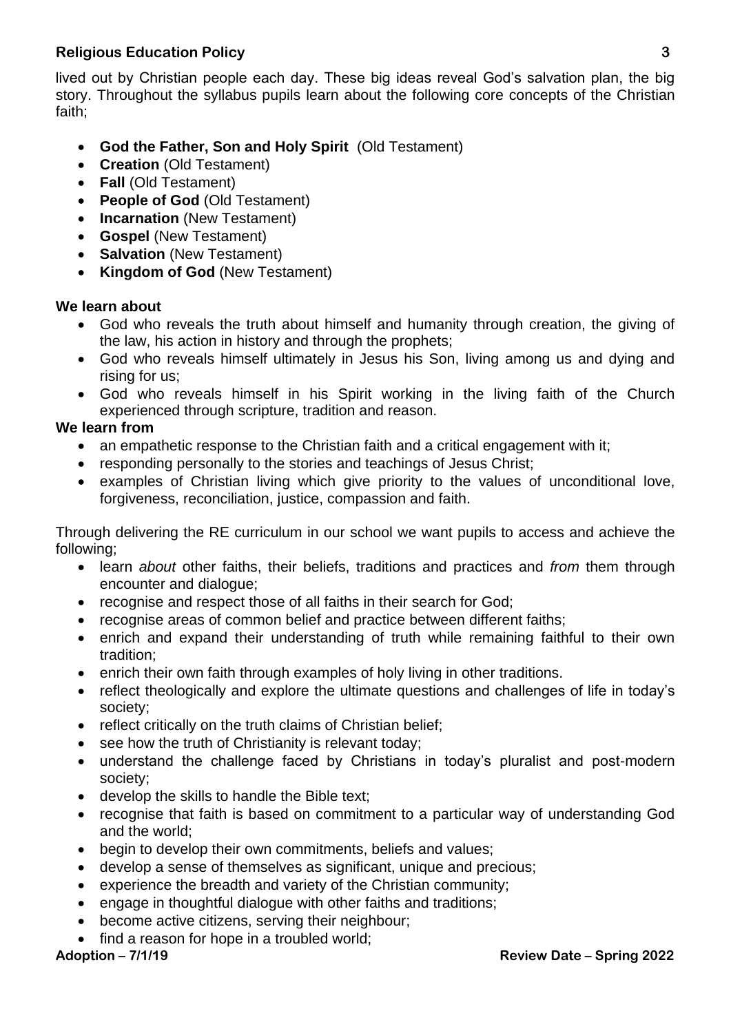lived out by Christian people each day. These big ideas reveal God's salvation plan, the big story. Throughout the syllabus pupils learn about the following core concepts of the Christian faith;

- **God the Father, Son and Holy Spirit** (Old Testament)
- **Creation** (Old Testament)
- **Fall** (Old Testament)
- **People of God** (Old Testament)
- **Incarnation** (New Testament)
- **Gospel** (New Testament)
- **Salvation** (New Testament)
- **Kingdom of God** (New Testament)

**We learn about**

- God who reveals the truth about himself and humanity through creation, the giving of the law, his action in history and through the prophets;
- God who reveals himself ultimately in Jesus his Son, living among us and dying and rising for us;
- God who reveals himself in his Spirit working in the living faith of the Church experienced through scripture, tradition and reason.

**We learn from**

- an empathetic response to the Christian faith and a critical engagement with it;
- responding personally to the stories and teachings of Jesus Christ;
- examples of Christian living which give priority to the values of unconditional love, forgiveness, reconciliation, justice, compassion and faith.

Through delivering the RE curriculum in our school we want pupils to access and achieve the following;

- learn *about* other faiths, their beliefs, traditions and practices and *from* them through encounter and dialogue;
- recognise and respect those of all faiths in their search for God;
- recognise areas of common belief and practice between different faiths;
- enrich and expand their understanding of truth while remaining faithful to their own tradition;
- enrich their own faith through examples of holy living in other traditions.
- reflect theologically and explore the ultimate questions and challenges of life in today's society;
- reflect critically on the truth claims of Christian belief;
- see how the truth of Christianity is relevant today;
- understand the challenge faced by Christians in today's pluralist and post-modern society;
- develop the skills to handle the Bible text;
- recognise that faith is based on commitment to a particular way of understanding God and the world;
- begin to develop their own commitments, beliefs and values;
- develop a sense of themselves as significant, unique and precious;
- experience the breadth and variety of the Christian community;
- engage in thoughtful dialogue with other faiths and traditions;
- become active citizens, serving their neighbour;
- find a reason for hope in a troubled world;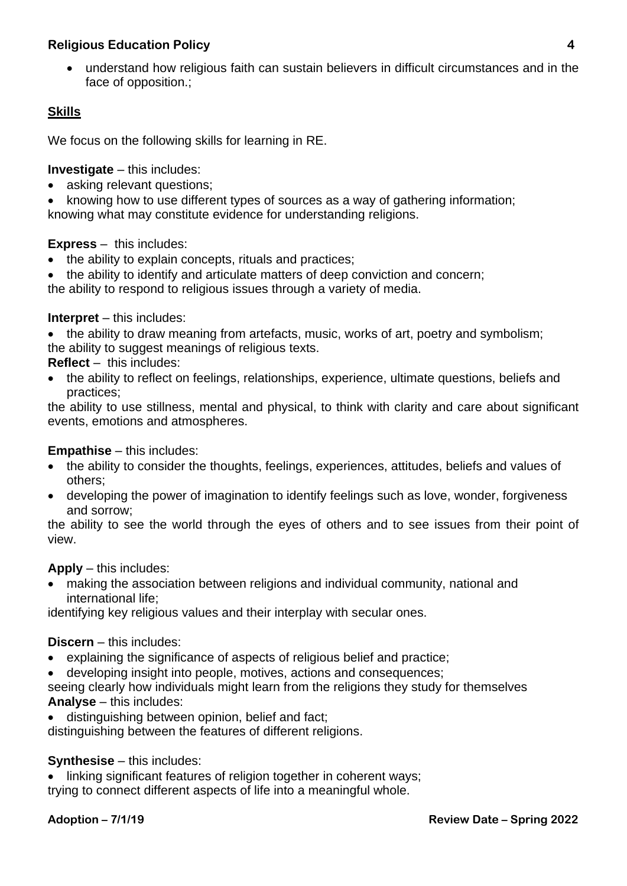- understand how religious faith can sustain believers in difficult circumstances and in the face of opposition.;

## Skills

We focus on the following skills for learning in RE.

**Investigate** – this includes:

- asking relevant questions;
- knowing how to use different types of sources as a way of gathering information;

knowing what may constitute evidence for understanding religions.

**Express** – this includes:

- the ability to explain concepts, rituals and practices;
- the ability to identify and articulate matters of deep conviction and concern;

the ability to respond to religious issues through a variety of media.

**Interpret** – this includes:

- the ability to draw meaning from artefacts, music, works of art, poetry and symbolism;

the ability to suggest meanings of religious texts.

**Reflect** – this includes:

- the ability to reflect on feelings, relationships, experience, ultimate questions, beliefs and practices;

the ability to use stillness, mental and physical, to think with clarity and care about significant events, emotions and atmospheres.

**Empathise** – this includes:

- the ability to consider the thoughts, feelings, experiences, attitudes, beliefs and values of others;
- developing the power of imagination to identify feelings such as love, wonder, forgiveness and sorrow;

the ability to see the world through the eyes of others and to see issues from their point of view.

**Apply** – this includes:

- making the association between religions and individual community, national and international life;

identifying key religious values and their interplay with secular ones.

**Discern** – this includes:

- explaining the significance of aspects of religious belief and practice;
- developing insight into people, motives, actions and consequences;

seeing clearly how individuals might learn from the religions they study for themselves

**Analyse** – this includes:

- distinguishing between opinion, belief and fact;

distinguishing between the features of different religions.

**Synthesise** – this includes:

- linking significant features of religion together in coherent ways;

trying to connect different aspects of life into a meaningful whole.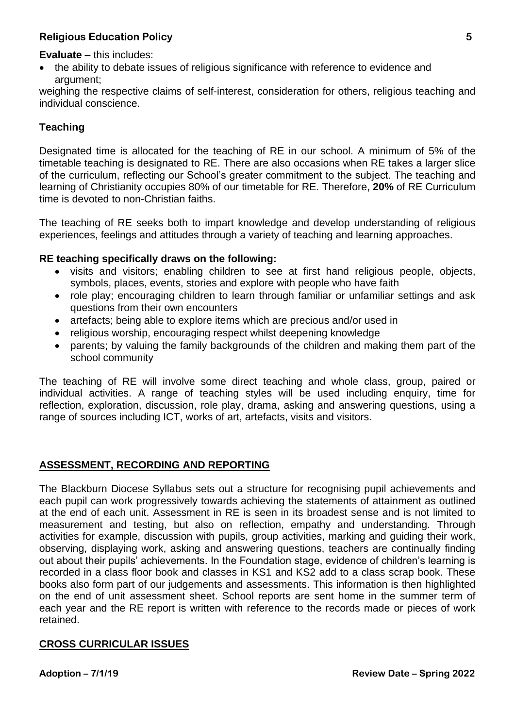**Evaluate** – this includes:

- the ability to debate issues of religious significance with reference to evidence and argument;

weighing the respective claims of self-interest, consideration for others, religious teaching and individual conscience.

### Teaching

Designated time is allocated for the teaching of RE in our school. A minimum of 5% of the timetable teaching is designated to RE. There are also occasions when RE takes a larger slice of the curriculum, reflecting our School's greater commitment to the subject. The teaching and learning of Christianity occupies 80% of our timetable for RE. Therefore, **20%** of RE Curriculum time is devoted to non-Christian faiths.

The teaching of RE seeks both to impart knowledge and develop understanding of religious experiences, feelings and attitudes through a variety of teaching and learning approaches.

**RE teaching specifically draws on the following:**

- visits and visitors; enabling children to see at first hand religious people, objects, symbols, places, events, stories and explore with people who have faith
- role play; encouraging children to learn through familiar or unfamiliar settings and ask questions from their own encounters
- artefacts; being able to explore items which are precious and/or used in
- religious worship, encouraging respect whilst deepening knowledge
- parents; by valuing the family backgrounds of the children and making them part of the school community

The teaching of RE will involve some direct teaching and whole class, group, paired or individual activities. A range of teaching styles will be used including enquiry, time for reflection, exploration, discussion, role play, drama, asking and answering questions, using a range of sources including ICT, works of art, artefacts, visits and visitors.

## ASSESSMENT, RECORDING AND REPORTING

The Blackburn Diocese Syllabus sets out a structure for recognising pupil achievements and each pupil can work progressively towards achieving the statements of attainment as outlined at the end of each unit. Assessment in RE is seen in its broadest sense and is not limited to measurement and testing, but also on reflection, empathy and understanding. Through activities for example, discussion with pupils, group activities, marking and guiding their work, observing, displaying work, asking and answering questions, teachers are continually finding out about their pupils' achievements. In the Foundation stage, evidence of children's learning is recorded in a class floor book and classes in KS1 and KS2 add to a class scrap book. These books also form part of our judgements and assessments. This information is then highlighted on the end of unit assessment sheet. School reports are sent home in the summer term of each year and the RE report is written with reference to the records made or pieces of work retained.

## CROSS CURRICULAR ISSUES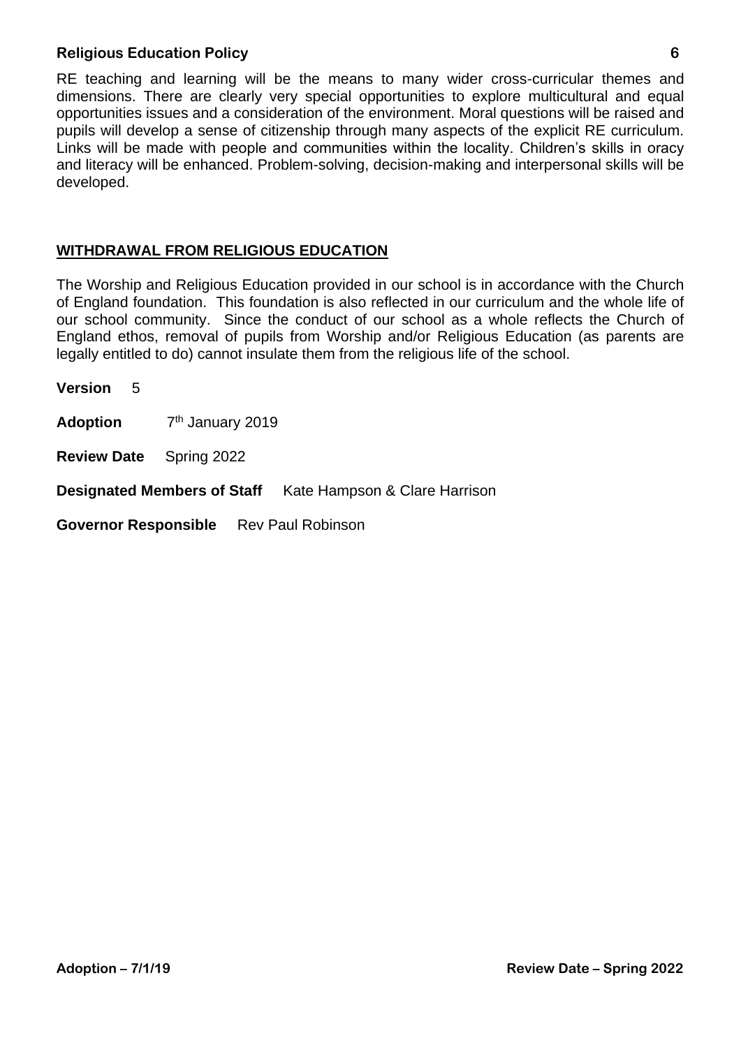RE teaching and learning will be the means to many wider cross-curricular themes and dimensions. There are clearly very special opportunities to explore multicultural and equal opportunities issues and a consideration of the environment. Moral questions will be raised and pupils will develop a sense of citizenship through many aspects of the explicit RE curriculum. Links will be made with people and communities within the locality. Children's skills in oracy and literacy will be enhanced. Problem-solving, decision-making and interpersonal skills will be developed.

## WITHDRAWAL FROM RELIGIOUS EDUCATION

The Worship and Religious Education provided in our school is in accordance with the Church of England foundation. This foundation is also reflected in our curriculum and the whole life of our school community. Since the conduct of our school as a whole reflects the Church of England ethos, removal of pupils from Worship and/or Religious Education (as parents are legally entitled to do) cannot insulate them from the religious life of the school.

**Version** 5

**Adoption** 7th January 2019

**Review Date** Spring 2022

**Designated Members of Staff** Kate Hampson & Clare Harrison

**Governor Responsible** Rev Paul Robinson